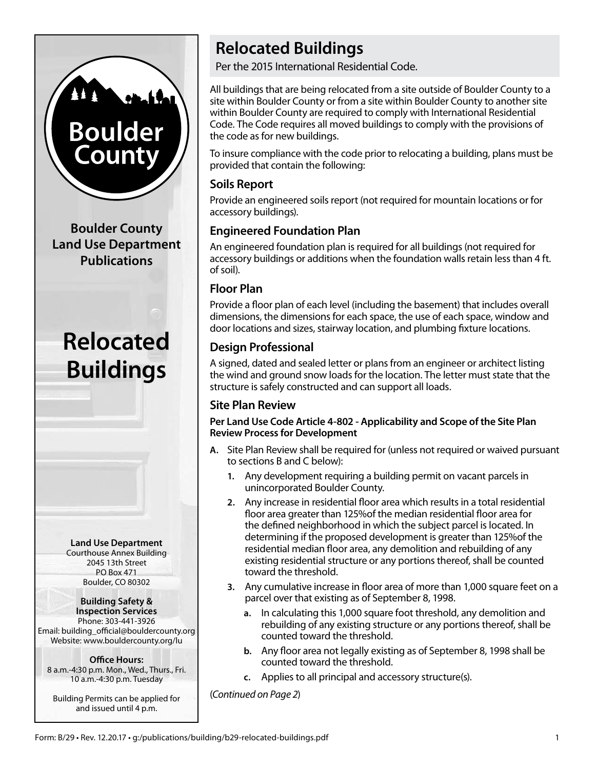Boulder County

**Boulder County Land Use Department Publications**

# Relocated Buildings

**Land Use Department**
Courthouse Annex Building
2045 13th Street
PO Box 471
Boulder, CO 80302

**Building Safety & Inspection Services**
Phone: 303-441-3926
Email: building_official@bouldercounty.org
Website: www.bouldercounty.org/lu

**Office Hours:**
8 a.m.-4:30 p.m. Mon., Wed., Thurs., Fri.
10 a.m.-4:30 p.m. Tuesday

Building Permits can be applied for and issued until 4 p.m.

## Relocated Buildings

Per the 2015 International Residential Code.

All buildings that are being relocated from a site outside of Boulder County to a site within Boulder County or from a site within Boulder County to another site within Boulder County are required to comply with International Residential Code. The Code requires all moved buildings to comply with the provisions of the code as for new buildings.

To insure compliance with the code prior to relocating a building, plans must be provided that contain the following:

### Soils Report

Provide an engineered soils report (not required for mountain locations or for accessory buildings).

### Engineered Foundation Plan

An engineered foundation plan is required for all buildings (not required for accessory buildings or additions when the foundation walls retain less than 4 ft. of soil).

### Floor Plan

Provide a floor plan of each level (including the basement) that includes overall dimensions, the dimensions for each space, the use of each space, window and door locations and sizes, stairway location, and plumbing fixture locations.

### Design Professional

A signed, dated and sealed letter or plans from an engineer or architect listing the wind and ground snow loads for the location. The letter must state that the structure is safely constructed and can support all loads.

### Site Plan Review

**Per Land Use Code Article 4-802 - Applicability and Scope of the Site Plan Review Process for Development**

**A.** Site Plan Review shall be required for (unless not required or waived pursuant to sections B and C below):

1. Any development requiring a building permit on vacant parcels in unincorporated Boulder County.
2. Any increase in residential floor area which results in a total residential floor area greater than 125%of the median residential floor area for the defined neighborhood in which the subject parcel is located. In determining if the proposed development is greater than 125%of the residential median floor area, any demolition and rebuilding of any existing residential structure or any portions thereof, shall be counted toward the threshold.
3. Any cumulative increase in floor area of more than 1,000 square feet on a parcel over that existing as of September 8, 1998.
    - **a.** In calculating this 1,000 square foot threshold, any demolition and rebuilding of any existing structure or any portions thereof, shall be counted toward the threshold.
    - **b.** Any floor area not legally existing as of September 8, 1998 shall be counted toward the threshold.
    - **c.** Applies to all principal and accessory structure(s).

(*Continued on Page 2*)

Form: B/29 • Rev. 12.20.17 • g:/publications/building/b29-relocated-buildings.pdf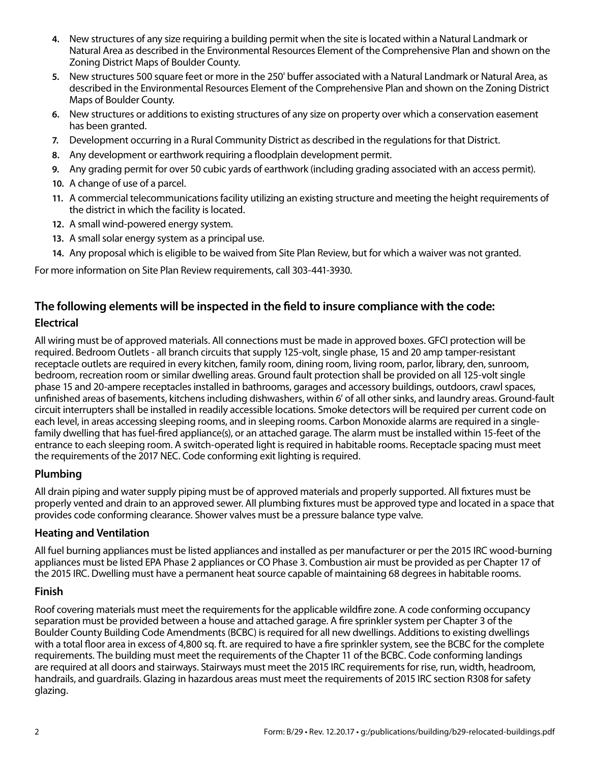4. New structures of any size requiring a building permit when the site is located within a Natural Landmark or Natural Area as described in the Environmental Resources Element of the Comprehensive Plan and shown on the Zoning District Maps of Boulder County.
5. New structures 500 square feet or more in the 250' buffer associated with a Natural Landmark or Natural Area, as described in the Environmental Resources Element of the Comprehensive Plan and shown on the Zoning District Maps of Boulder County.
6. New structures or additions to existing structures of any size on property over which a conservation easement has been granted.
7. Development occurring in a Rural Community District as described in the regulations for that District.
8. Any development or earthwork requiring a floodplain development permit.
9. Any grading permit for over 50 cubic yards of earthwork (including grading associated with an access permit).
10. A change of use of a parcel.
11. A commercial telecommunications facility utilizing an existing structure and meeting the height requirements of the district in which the facility is located.
12. A small wind-powered energy system.
13. A small solar energy system as a principal use.
14. Any proposal which is eligible to be waived from Site Plan Review, but for which a waiver was not granted.

For more information on Site Plan Review requirements, call 303-441-3930.

## The following elements will be inspected in the field to insure compliance with the code:

### Electrical

All wiring must be of approved materials. All connections must be made in approved boxes. GFCI protection will be required. Bedroom Outlets - all branch circuits that supply 125-volt, single phase, 15 and 20 amp tamper-resistant receptacle outlets are required in every kitchen, family room, dining room, living room, parlor, library, den, sunroom, bedroom, recreation room or similar dwelling areas. Ground fault protection shall be provided on all 125-volt single phase 15 and 20-ampere receptacles installed in bathrooms, garages and accessory buildings, outdoors, crawl spaces, unfinished areas of basements, kitchens including dishwashers, within 6' of all other sinks, and laundry areas. Ground-fault circuit interrupters shall be installed in readily accessible locations. Smoke detectors will be required per current code on each level, in areas accessing sleeping rooms, and in sleeping rooms. Carbon Monoxide alarms are required in a single-family dwelling that has fuel-fired appliance(s), or an attached garage. The alarm must be installed within 15-feet of the entrance to each sleeping room. A switch-operated light is required in habitable rooms. Receptacle spacing must meet the requirements of the 2017 NEC. Code conforming exit lighting is required.

### Plumbing

All drain piping and water supply piping must be of approved materials and properly supported. All fixtures must be properly vented and drain to an approved sewer. All plumbing fixtures must be approved type and located in a space that provides code conforming clearance. Shower valves must be a pressure balance type valve.

### Heating and Ventilation

All fuel burning appliances must be listed appliances and installed as per manufacturer or per the 2015 IRC wood-burning appliances must be listed EPA Phase 2 appliances or CO Phase 3. Combustion air must be provided as per Chapter 17 of the 2015 IRC. Dwelling must have a permanent heat source capable of maintaining 68 degrees in habitable rooms.

### Finish

Roof covering materials must meet the requirements for the applicable wildfire zone. A code conforming occupancy separation must be provided between a house and attached garage. A fire sprinkler system per Chapter 3 of the Boulder County Building Code Amendments (BCBC) is required for all new dwellings. Additions to existing dwellings with a total floor area in excess of 4,800 sq. ft. are required to have a fire sprinkler system, see the BCBC for the complete requirements. The building must meet the requirements of the Chapter 11 of the BCBC. Code conforming landings are required at all doors and stairways. Stairways must meet the 2015 IRC requirements for rise, run, width, headroom, handrails, and guardrails. Glazing in hazardous areas must meet the requirements of 2015 IRC section R308 for safety glazing.

Form: B/29 • Rev. 12.20.17 • g:/publications/building/b29-relocated-buildings.pdf